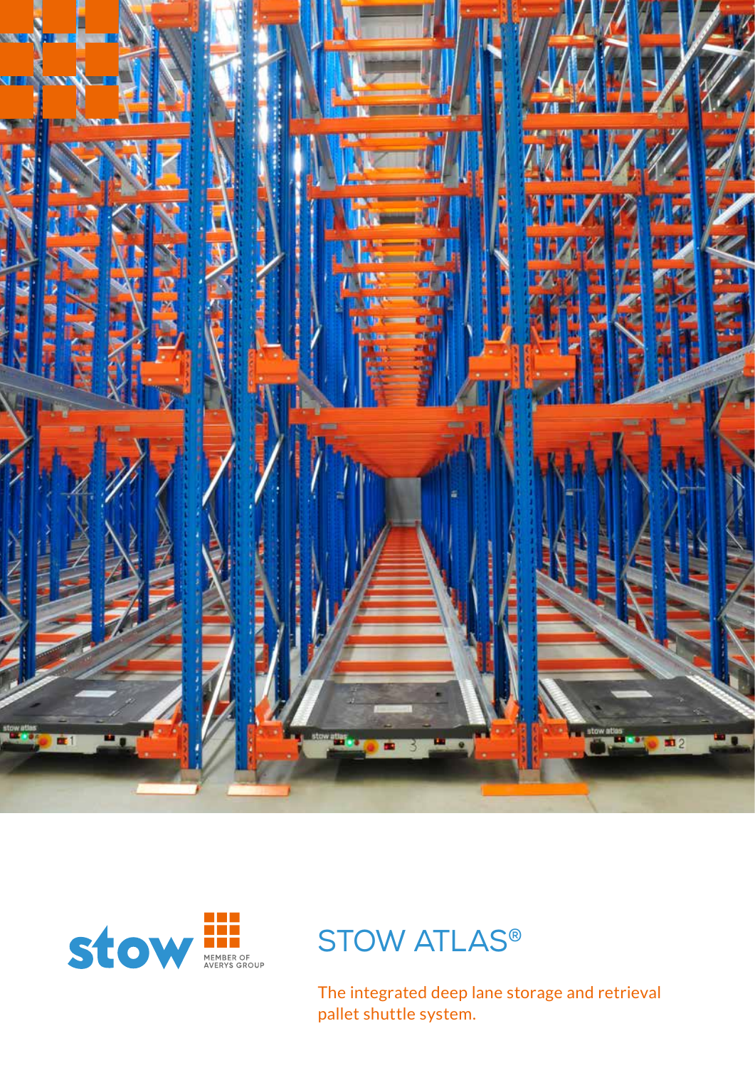stow

MEMBER OF AVERYS GROUP

# STOW ATLAS®

The integrated deep lane storage and retrieval pallet shuttle system.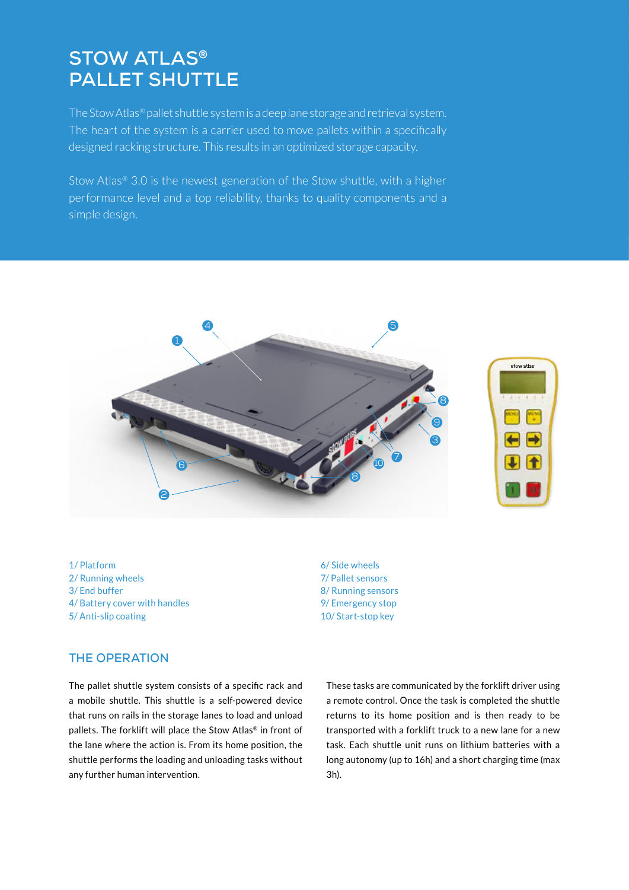# STOW ATLAS® PALLET SHUTTLE

The Stow Atlas® pallet shuttle system is a deep lane storage and retrieval system. The heart of the system is a carrier used to move pallets within a specifically designed racking structure. This results in an optimized storage capacity.

Stow Atlas® 3.0 is the newest generation of the Stow shuttle, with a higher performance level and a top reliability, thanks to quality components and a simple design.

1/ Platform
2/ Running wheels
3/ End buffer
4/ Battery cover with handles
5/ Anti-slip coating
6/ Side wheels
7/ Pallet sensors
8/ Running sensors
9/ Emergency stop
10/ Start-stop key

## THE OPERATION

The pallet shuttle system consists of a specific rack and a mobile shuttle. This shuttle is a self-powered device that runs on rails in the storage lanes to load and unload pallets. The forklift will place the Stow Atlas® in front of the lane where the action is. From its home position, the shuttle performs the loading and unloading tasks without any further human intervention.

These tasks are communicated by the forklift driver using a remote control. Once the task is completed the shuttle returns to its home position and is then ready to be transported with a forklift truck to a new lane for a new task. Each shuttle unit runs on lithium batteries with a long autonomy (up to 16h) and a short charging time (max 3h).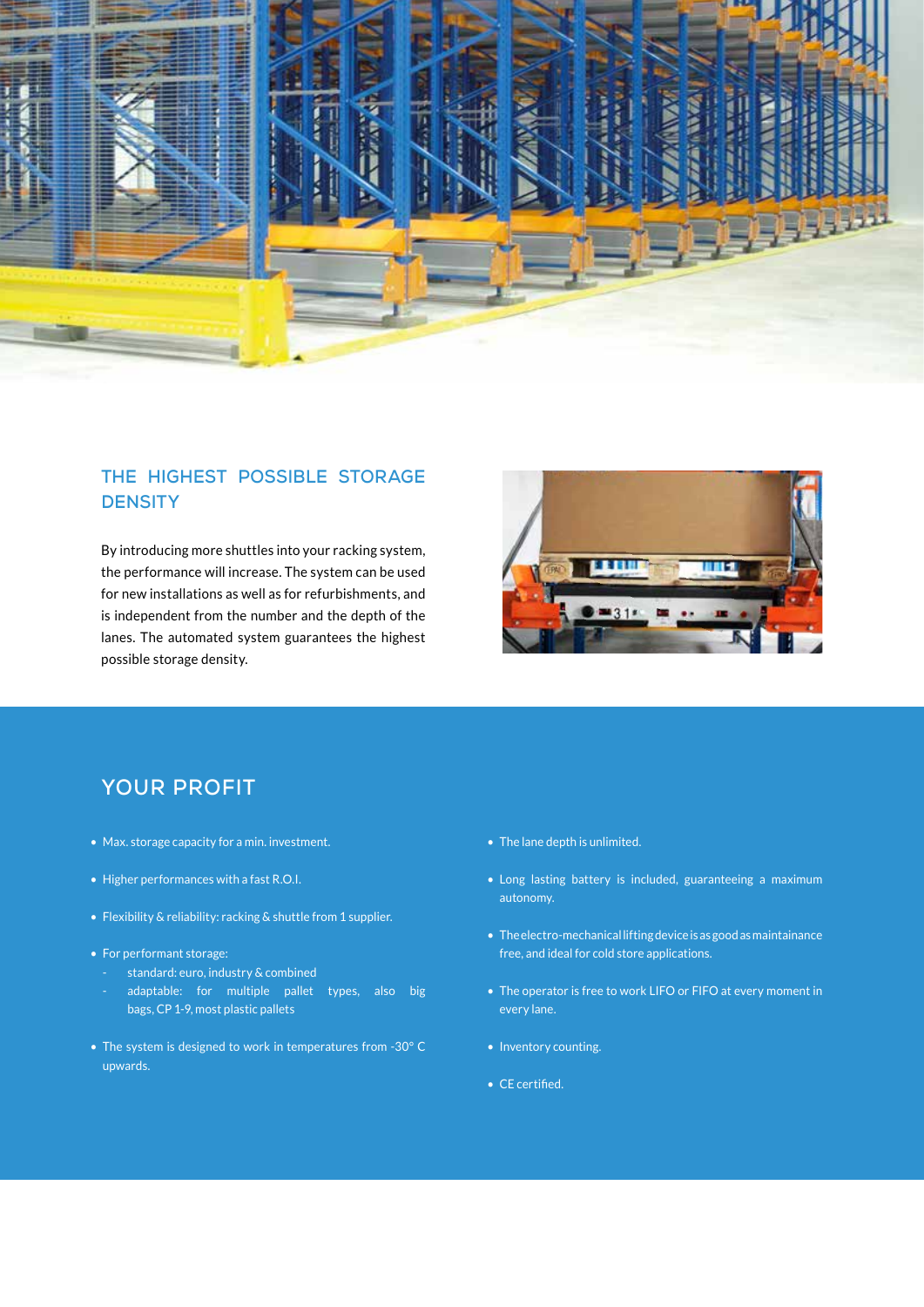## THE HIGHEST POSSIBLE STORAGE DENSITY

By introducing more shuttles into your racking system, the performance will increase. The system can be used for new installations as well as for refurbishments, and is independent from the number and the depth of the lanes. The automated system guarantees the highest possible storage density.

## YOUR PROFIT

- Max. storage capacity for a min. investment.
- Higher performances with a fast R.O.I.
- Flexibility & reliability: racking & shuttle from 1 supplier.
- For performant storage:
  - standard: euro, industry & combined
  - adaptable: for multiple pallet types, also big bags, CP 1-9, most plastic pallets
- The system is designed to work in temperatures from -30° C upwards.
- The lane depth is unlimited.
- Long lasting battery is included, guaranteeing a maximum autonomy.
- The electro-mechanical lifting device is as good as maintainance free, and ideal for cold store applications.
- The operator is free to work LIFO or FIFO at every moment in every lane.
- Inventory counting.
- CE certified.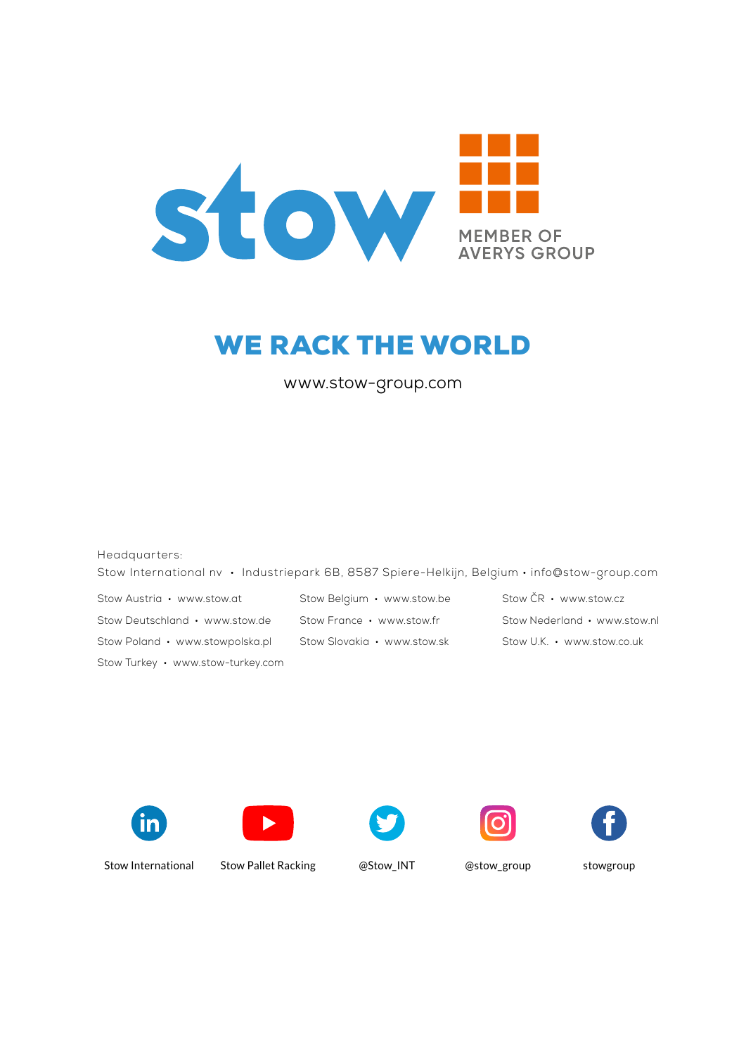stow

MEMBER OF
AVERYS GROUP

# WE RACK THE WORLD

www.stow-group.com

Headquarters:
Stow International nv • Industriepark 6B, 8587 Spiere-Helkijn, Belgium • info@stow-group.com

Stow Austria • www.stow.at
Stow Deutschland • www.stow.de
Stow Poland • www.stowpolska.pl
Stow Turkey • www.stow-turkey.com
Stow Belgium • www.stow.be
Stow France • www.stow.fr
Stow Slovakia • www.stow.sk
Stow ČR • www.stow.cz
Stow Nederland • www.stow.nl
Stow U.K. • www.stow.co.uk

Stow International

Stow Pallet Racking

@Stow_INT

@stow_group

stowgroup